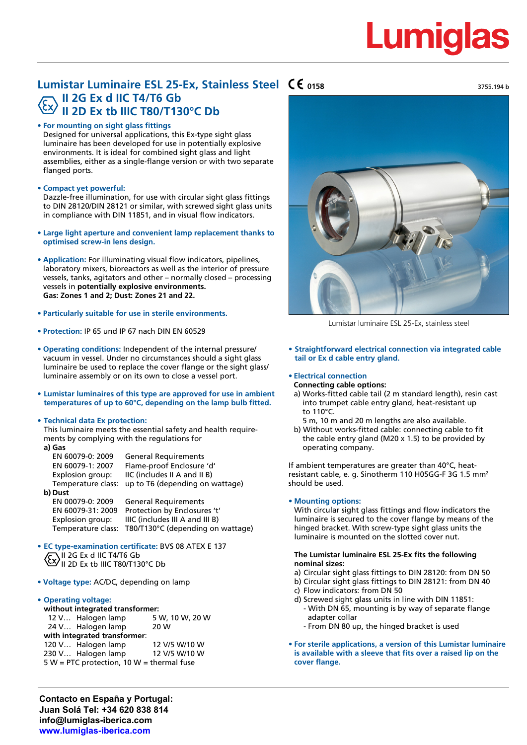# Lumiglas

## Lumistar Luminaire ESL 25-Ex, Stainless Steel

CE 0158

3755.194 b

### II 2G Ex d IIC T4/T6 Gb
### II 2D Ex tb IIIC T80/T130°C Db

- **For mounting on sight glass fittings**
  Designed for universal applications, this Ex-type sight glass luminaire has been developed for use in potentially explosive environments. It is ideal for combined sight glass and light assemblies, either as a single-flange version or with two separate flanged ports.

- **Compact yet powerful:**
  Dazzle-free illumination, for use with circular sight glass fittings to DIN 28120/DIN 28121 or similar, with screwed sight glass units in compliance with DIN 11851, and in visual flow indicators.

- **Large light aperture and convenient lamp replacement thanks to optimised screw-in lens design.**

- **Application:** For illuminating visual flow indicators, pipelines, laboratory mixers, bioreactors as well as the interior of pressure vessels, tanks, agitators and other – normally closed – processing vessels in **potentially explosive environments.**
  **Gas: Zones 1 and 2; Dust: Zones 21 and 22.**

- **Particularly suitable for use in sterile environments.**

- **Protection:** IP 65 und IP 67 nach DIN EN 60529

- **Operating conditions:** Independent of the internal pressure/ vacuum in vessel. Under no circumstances should a sight glass luminaire be used to replace the cover flange or the sight glass/ luminaire assembly or on its own to close a vessel port.

- **Lumistar luminaires of this type are approved for use in ambient temperatures of up to 60°C, depending on the lamp bulb fitted.**

- **Technical data Ex protection:**
  This luminaire meets the essential safety and health requirements by complying with the regulations for

  **a) Gas**

  | | |
  |---|---|
  | EN 60079-0: 2009 | General Requirements |
  | EN 60079-1: 2007 | Flame-proof Enclosure 'd' |
  | Explosion group: | IIC (includes II A and II B) |
  | Temperature class: | up to T6 (depending on wattage) |

  **b) Dust**

  | | |
  |---|---|
  | EN 00079-0: 2009 | General Requirements |
  | EN 60079-31: 2009 | Protection by Enclosures 't' |
  | Explosion group: | IIIC (includes III A and III B) |
  | Temperature class: | T80/T130°C (depending on wattage) |

- **EC type-examination certificate:** BVS 08 ATEX E 137
  II 2G Ex d IIC T4/T6 Gb
  II 2D Ex tb IIIC T80/T130°C Db

- **Voltage type:** AC/DC, depending on lamp

- **Operating voltage:**

  **without integrated transformer:**

  | | | |
  |---|---|---|
  | 12 V… | Halogen lamp | 5 W, 10 W, 20 W |
  | 24 V… | Halogen lamp | 20 W |

  **with integrated transformer:**

  | | | |
  |---|---|---|
  | 120 V… | Halogen lamp | 12 V/5 W/10 W |
  | 230 V… | Halogen lamp | 12 V/5 W/10 W |

  5 W = PTC protection, 10 W = thermal fuse

Lumistar luminaire ESL 25-Ex, stainless steel

- **Straightforward electrical connection via integrated cable tail or Ex d cable entry gland.**

- **Electrical connection**
  **Connecting cable options:**
  a) Works-fitted cable tail (2 m standard length), resin cast into trumpet cable entry gland, heat-resistant up to 110°C.
  5 m, 10 m and 20 m lengths are also available.
  b) Without works-fitted cable: connecting cable to fit the cable entry gland (M20 x 1.5) to be provided by operating company.

If ambient temperatures are greater than 40°C, heat-resistant cable, e. g. Sinotherm 110 H05GG-F 3G 1.5 mm²  should be used.

- **Mounting options:**
  With circular sight glass fittings and flow indicators the luminaire is secured to the cover flange by means of the hinged bracket. With screw-type sight glass units the luminaire is mounted on the slotted cover nut.

  **The Lumistar luminaire ESL 25-Ex fits the following nominal sizes:**
  a) Circular sight glass fittings to DIN 28120: from DN 50
  b) Circular sight glass fittings to DIN 28121: from DN 40
  c) Flow indicators: from DN 50
  d) Screwed sight glass units in line with DIN 11851:
  - With DN 65, mounting is by way of separate flange adapter collar
  - From DN 80 up, the hinged bracket is used

- **For sterile applications, a version of this Lumistar luminaire is available with a sleeve that fits over a raised lip on the cover flange.**

**Contacto en España y Portugal:**
**Juan Solá Tel: +34 620 838 814**
**info@lumiglas-iberica.com**
**www.lumiglas-iberica.com**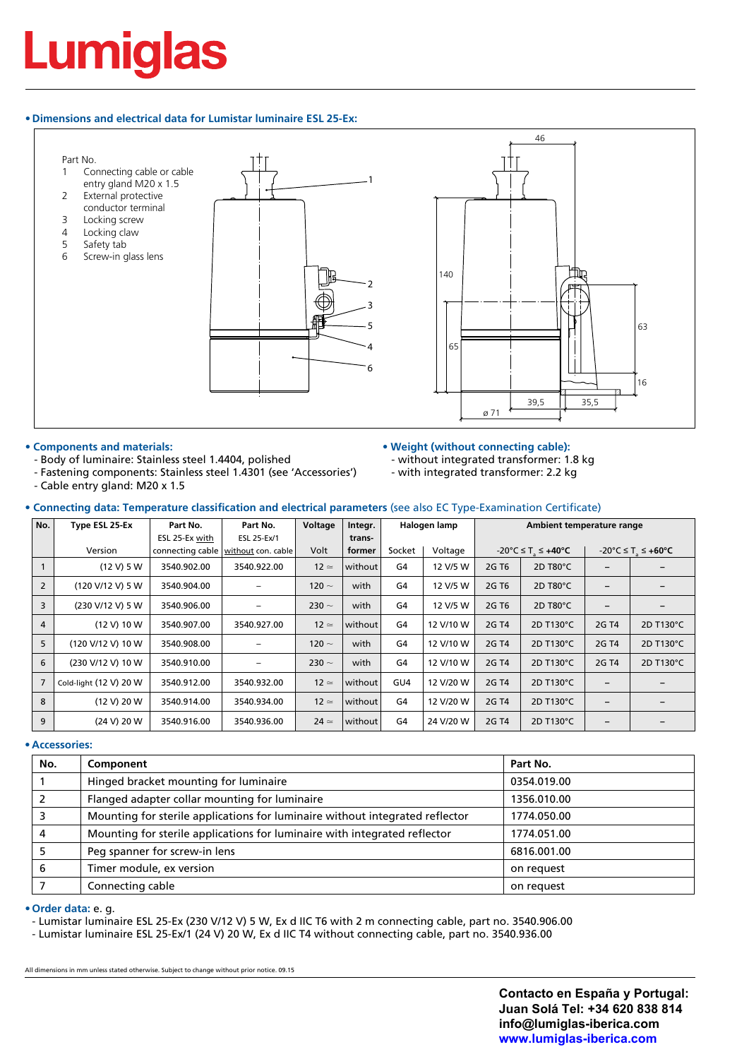# Lumiglas

**• Dimensions and electrical data for Lumistar luminaire ESL 25-Ex:**

Part No.
1 Connecting cable or cable entry gland M20 x 1.5
2 External protective conductor terminal
3 Locking screw
4 Locking claw
5 Safety tab
6 Screw-in glass lens

46
140
65
63
16
39,5
35,5
ø 71

**• Components and materials:**
- Body of luminaire: Stainless steel 1.4404, polished
- Fastening components: Stainless steel 1.4301 (see 'Accessories')
- Cable entry gland: M20 x 1.5

**• Weight (without connecting cable):**
- without integrated transformer: 1.8 kg
- with integrated transformer: 2.2 kg

**• Connecting data: Temperature classification and electrical parameters** (see also EC Type-Examination Certificate)

| No. | Type ESL 25-Ex Version | Part No. ESL 25-Ex with connecting cable | Part No. ESL 25-Ex/1 without con. cable | Voltage Volt | Integr. trans-former | Halogen lamp Socket | Voltage | Ambient temperature range -20°C ≤ $T_a$ ≤ +40°C | | -20°C ≤ $T_a$ ≤ +60°C | |
|---|---|---|---|---|---|---|---|---|---|---|---|
| 1 | (12 V) 5 W | 3540.902.00 | 3540.922.00 | 12 ≃ | without | G4 | 12 V/5 W | 2G T6 | 2D T80°C | – | – |
| 2 | (120 V/12 V) 5 W | 3540.904.00 | – | 120 ~ | with | G4 | 12 V/5 W | 2G T6 | 2D T80°C | – | – |
| 3 | (230 V/12 V) 5 W | 3540.906.00 | – | 230 ~ | with | G4 | 12 V/5 W | 2G T6 | 2D T80°C | – | – |
| 4 | (12 V) 10 W | 3540.907.00 | 3540.927.00 | 12 ≃ | without | G4 | 12 V/10 W | 2G T4 | 2D T130°C | 2G T4 | 2D T130°C |
| 5 | (120 V/12 V) 10 W | 3540.908.00 | – | 120 ~ | with | G4 | 12 V/10 W | 2G T4 | 2D T130°C | 2G T4 | 2D T130°C |
| 6 | (230 V/12 V) 10 W | 3540.910.00 | – | 230 ~ | with | G4 | 12 V/10 W | 2G T4 | 2D T130°C | 2G T4 | 2D T130°C |
| 7 | Cold-light (12 V) 20 W | 3540.912.00 | 3540.932.00 | 12 ≃ | without | GU4 | 12 V/20 W | 2G T4 | 2D T130°C | – | – |
| 8 | (12 V) 20 W | 3540.914.00 | 3540.934.00 | 12 ≃ | without | G4 | 12 V/20 W | 2G T4 | 2D T130°C | – | – |
| 9 | (24 V) 20 W | 3540.916.00 | 3540.936.00 | 24 ≃ | without | G4 | 24 V/20 W | 2G T4 | 2D T130°C | – | – |

**• Accessories:**

| No. | Component | Part No. |
|---|---|---|
| 1 | Hinged bracket mounting for luminaire | 0354.019.00 |
| 2 | Flanged adapter collar mounting for luminaire | 1356.010.00 |
| 3 | Mounting for sterile applications for luminaire without integrated reflector | 1774.050.00 |
| 4 | Mounting for sterile applications for luminaire with integrated reflector | 1774.051.00 |
| 5 | Peg spanner for screw-in lens | 6816.001.00 |
| 6 | Timer module, ex version | on request |
| 7 | Connecting cable | on request |

**• Order data:** e. g.
- Lumistar luminaire ESL 25-Ex (230 V/12 V) 5 W, Ex d IIC T6 with 2 m connecting cable, part no. 3540.906.00
- Lumistar luminaire ESL 25-Ex/1 (24 V) 20 W, Ex d IIC T4 without connecting cable, part no. 3540.936.00

All dimensions in mm unless stated otherwise. Subject to change without prior notice. 09.15

**Contacto en España y Portugal:**
**Juan Solá Tel: +34 620 838 814**
**info@lumiglas-iberica.com**
**www.lumiglas-iberica.com**